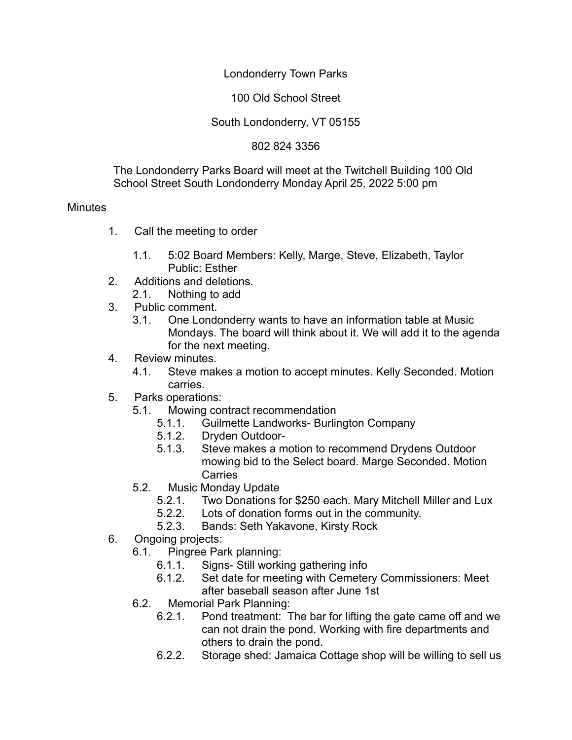Londonderry Town Parks

100 Old School Street

South Londonderry, VT 05155

802 824 3356

The Londonderry Parks Board will meet at the Twitchell Building 100 Old School Street South Londonderry Monday April 25, 2022 5:00 pm

Minutes

1. Call the meeting to order
    1.1. 5:02 Board Members: Kelly, Marge, Steve, Elizabeth, Taylor Public: Esther
2. Additions and deletions.
    2.1. Nothing to add
3. Public comment.
    3.1. One Londonderry wants to have an information table at Music Mondays. The board will think about it. We will add it to the agenda for the next meeting.
4. Review minutes.
    4.1. Steve makes a motion to accept minutes. Kelly Seconded. Motion carries.
5. Parks operations:
    5.1. Mowing contract recommendation
        5.1.1. Guilmette Landworks- Burlington Company
        5.1.2. Dryden Outdoor-
        5.1.3. Steve makes a motion to recommend Drydens Outdoor mowing bid to the Select board. Marge Seconded. Motion Carries
    5.2. Music Monday Update
        5.2.1. Two Donations for $250 each. Mary Mitchell Miller and Lux
        5.2.2. Lots of donation forms out in the community.
        5.2.3. Bands: Seth Yakavone, Kirsty Rock
6. Ongoing projects:
    6.1. Pingree Park planning:
        6.1.1. Signs- Still working gathering info
        6.1.2. Set date for meeting with Cemetery Commissioners: Meet after baseball season after June 1st
    6.2. Memorial Park Planning:
        6.2.1. Pond treatment: The bar for lifting the gate came off and we can not drain the pond. Working with fire departments and others to drain the pond.
        6.2.2. Storage shed: Jamaica Cottage shop will be willing to sell us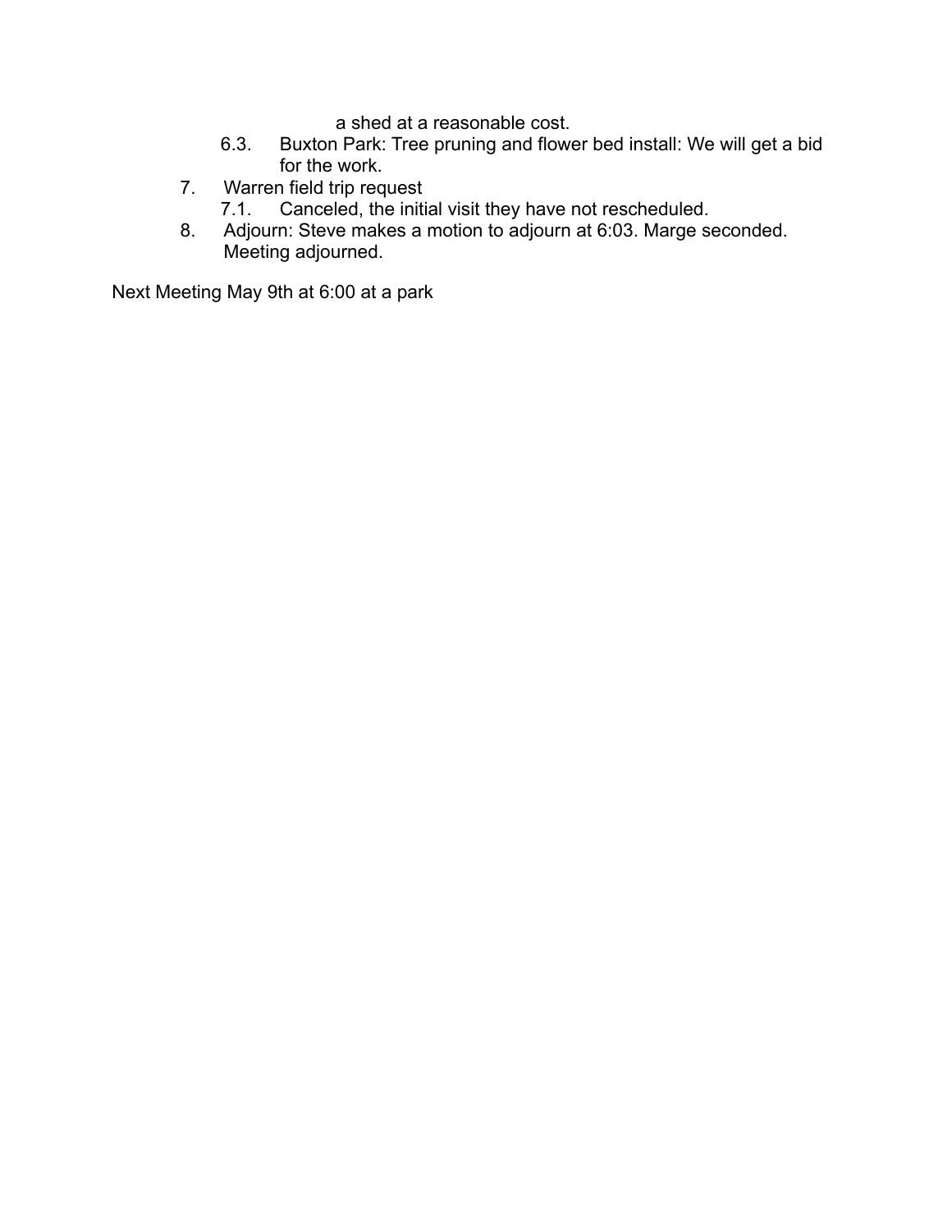a shed at a reasonable cost.

    6.3. Buxton Park: Tree pruning and flower bed install: We will get a bid for the work.

7. Warren field trip request
    7.1. Canceled, the initial visit they have not rescheduled.
8. Adjourn: Steve makes a motion to adjourn at 6:03. Marge seconded. Meeting adjourned.

Next Meeting May 9th at 6:00 at a park